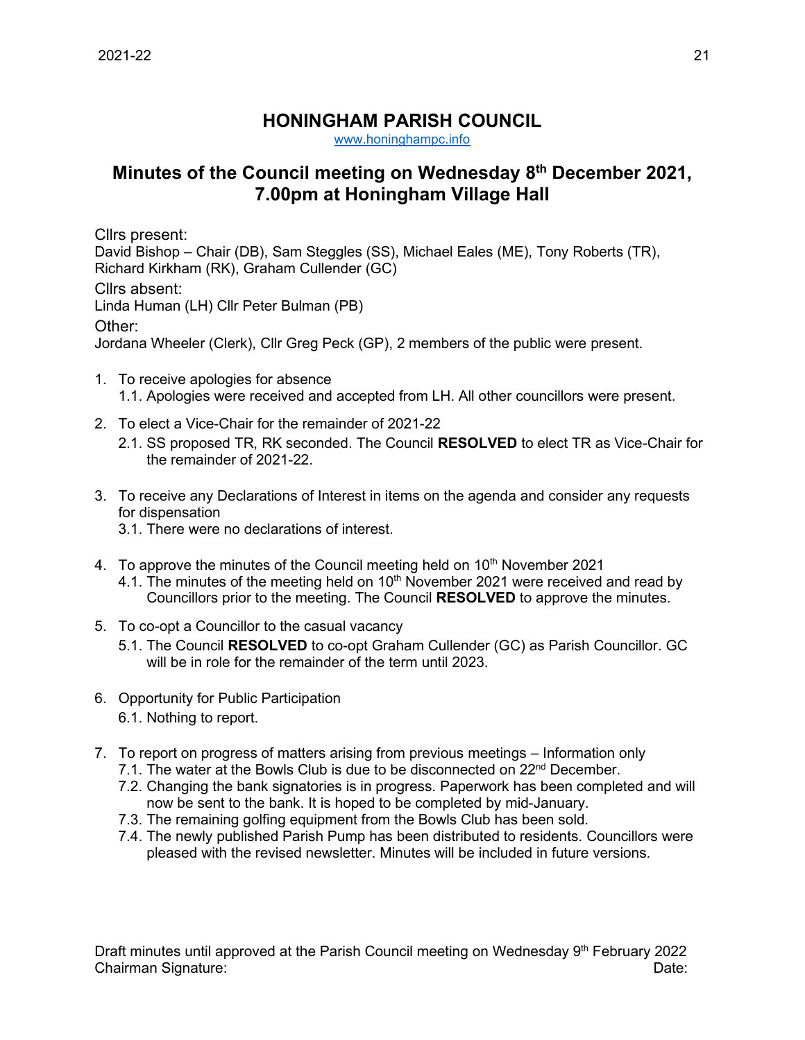# HONINGHAM PARISH COUNCIL

www.honinghampc.info

## Minutes of the Council meeting on Wednesday 8th December 2021, 7.00pm at Honingham Village Hall

Cllrs present:
David Bishop – Chair (DB), Sam Steggles (SS), Michael Eales (ME), Tony Roberts (TR), Richard Kirkham (RK), Graham Cullender (GC)

Cllrs absent:
Linda Human (LH) Cllr Peter Bulman (PB)

Other:
Jordana Wheeler (Clerk), Cllr Greg Peck (GP), 2 members of the public were present.

1. To receive apologies for absence
   1.1. Apologies were received and accepted from LH. All other councillors were present.
2. To elect a Vice-Chair for the remainder of 2021-22
   2.1. SS proposed TR, RK seconded. The Council **RESOLVED** to elect TR as Vice-Chair for the remainder of 2021-22.
3. To receive any Declarations of Interest in items on the agenda and consider any requests for dispensation
   3.1. There were no declarations of interest.
4. To approve the minutes of the Council meeting held on 10th November 2021
   4.1. The minutes of the meeting held on 10th November 2021 were received and read by Councillors prior to the meeting. The Council **RESOLVED** to approve the minutes.
5. To co-opt a Councillor to the casual vacancy
   5.1. The Council **RESOLVED** to co-opt Graham Cullender (GC) as Parish Councillor. GC will be in role for the remainder of the term until 2023.
6. Opportunity for Public Participation
   6.1. Nothing to report.
7. To report on progress of matters arising from previous meetings – Information only
   7.1. The water at the Bowls Club is due to be disconnected on 22nd December.
   7.2. Changing the bank signatories is in progress. Paperwork has been completed and will now be sent to the bank. It is hoped to be completed by mid-January.
   7.3. The remaining golfing equipment from the Bowls Club has been sold.
   7.4. The newly published Parish Pump has been distributed to residents. Councillors were pleased with the revised newsletter. Minutes will be included in future versions.

Draft minutes until approved at the Parish Council meeting on Wednesday 9th February 2022
Chairman Signature: Date: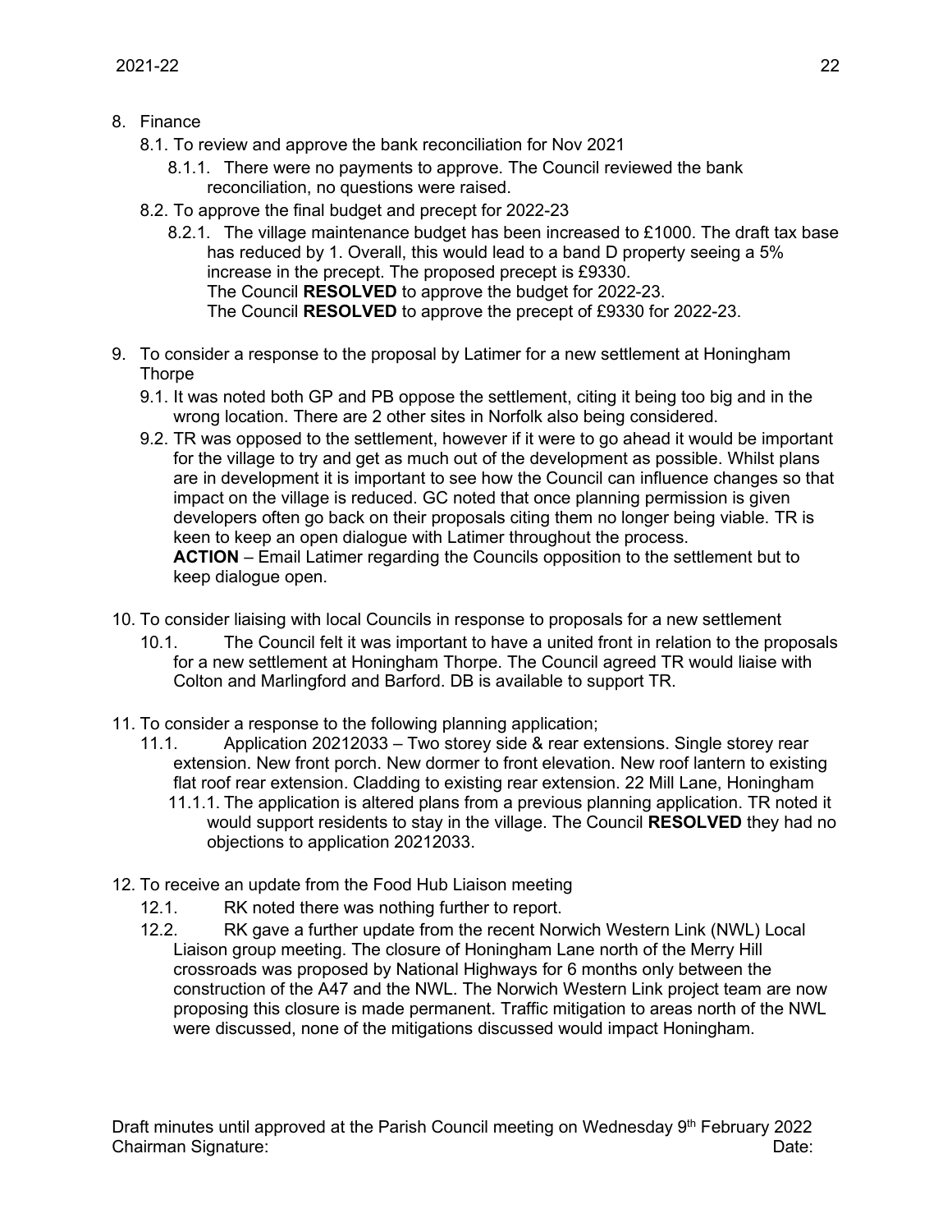8. Finance
   8.1. To review and approve the bank reconciliation for Nov 2021
      8.1.1. There were no payments to approve. The Council reviewed the bank reconciliation, no questions were raised.
   8.2. To approve the final budget and precept for 2022-23
      8.2.1. The village maintenance budget has been increased to £1000. The draft tax base has reduced by 1. Overall, this would lead to a band D property seeing a 5% increase in the precept. The proposed precept is £9330.
      The Council **RESOLVED** to approve the budget for 2022-23.
      The Council **RESOLVED** to approve the precept of £9330 for 2022-23.

9. To consider a response to the proposal by Latimer for a new settlement at Honingham Thorpe
   9.1. It was noted both GP and PB oppose the settlement, citing it being too big and in the wrong location. There are 2 other sites in Norfolk also being considered.
   9.2. TR was opposed to the settlement, however if it were to go ahead it would be important for the village to try and get as much out of the development as possible. Whilst plans are in development it is important to see how the Council can influence changes so that impact on the village is reduced. GC noted that once planning permission is given developers often go back on their proposals citing them no longer being viable. TR is keen to keep an open dialogue with Latimer throughout the process.
   **ACTION** – Email Latimer regarding the Councils opposition to the settlement but to keep dialogue open.

10. To consider liaising with local Councils in response to proposals for a new settlement
    10.1. The Council felt it was important to have a united front in relation to the proposals for a new settlement at Honingham Thorpe. The Council agreed TR would liaise with Colton and Marlingford and Barford. DB is available to support TR.

11. To consider a response to the following planning application;
    11.1. Application 20212033 – Two storey side & rear extensions. Single storey rear extension. New front porch. New dormer to front elevation. New roof lantern to existing flat roof rear extension. Cladding to existing rear extension. 22 Mill Lane, Honingham
       11.1.1. The application is altered plans from a previous planning application. TR noted it would support residents to stay in the village. The Council **RESOLVED** they had no objections to application 20212033.

12. To receive an update from the Food Hub Liaison meeting
    12.1. RK noted there was nothing further to report.
    12.2. RK gave a further update from the recent Norwich Western Link (NWL) Local Liaison group meeting. The closure of Honingham Lane north of the Merry Hill crossroads was proposed by National Highways for 6 months only between the construction of the A47 and the NWL. The Norwich Western Link project team are now proposing this closure is made permanent. Traffic mitigation to areas north of the NWL were discussed, none of the mitigations discussed would impact Honingham.

Draft minutes until approved at the Parish Council meeting on Wednesday 9th February 2022
Chairman Signature: Date: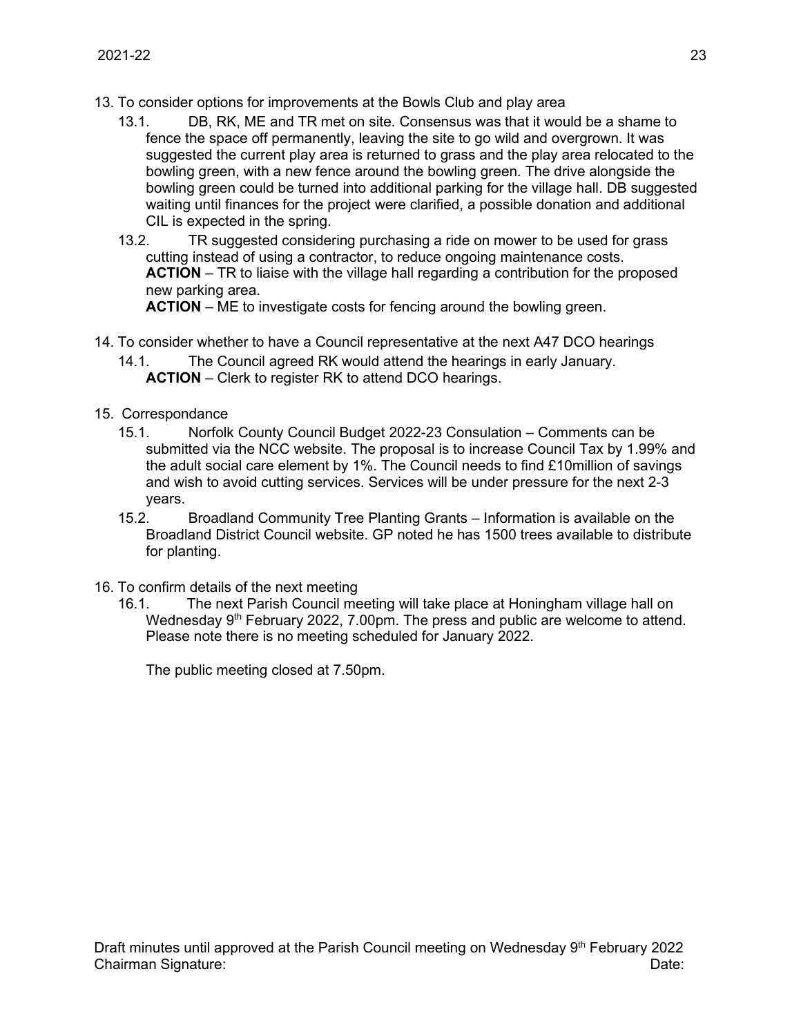13. To consider options for improvements at the Bowls Club and play area
    - 13.1. DB, RK, ME and TR met on site. Consensus was that it would be a shame to fence the space off permanently, leaving the site to go wild and overgrown. It was suggested the current play area is returned to grass and the play area relocated to the bowling green, with a new fence around the bowling green. The drive alongside the bowling green could be turned into additional parking for the village hall. DB suggested waiting until finances for the project were clarified, a possible donation and additional CIL is expected in the spring.
    - 13.2. TR suggested considering purchasing a ride on mower to be used for grass cutting instead of using a contractor, to reduce ongoing maintenance costs.
      **ACTION** – TR to liaise with the village hall regarding a contribution for the proposed new parking area.
      **ACTION** – ME to investigate costs for fencing around the bowling green.

14. To consider whether to have a Council representative at the next A47 DCO hearings
    - 14.1. The Council agreed RK would attend the hearings in early January.
      **ACTION** – Clerk to register RK to attend DCO hearings.

15. Correspondance
    - 15.1. Norfolk County Council Budget 2022-23 Consulation – Comments can be submitted via the NCC website. The proposal is to increase Council Tax by 1.99% and the adult social care element by 1%. The Council needs to find £10million of savings and wish to avoid cutting services. Services will be under pressure for the next 2-3 years.
    - 15.2. Broadland Community Tree Planting Grants – Information is available on the Broadland District Council website. GP noted he has 1500 trees available to distribute for planting.

16. To confirm details of the next meeting
    - 16.1. The next Parish Council meeting will take place at Honingham village hall on Wednesday 9th February 2022, 7.00pm. The press and public are welcome to attend. Please note there is no meeting scheduled for January 2022.

    The public meeting closed at 7.50pm.

Draft minutes until approved at the Parish Council meeting on Wednesday 9th February 2022
Chairman Signature: Date: